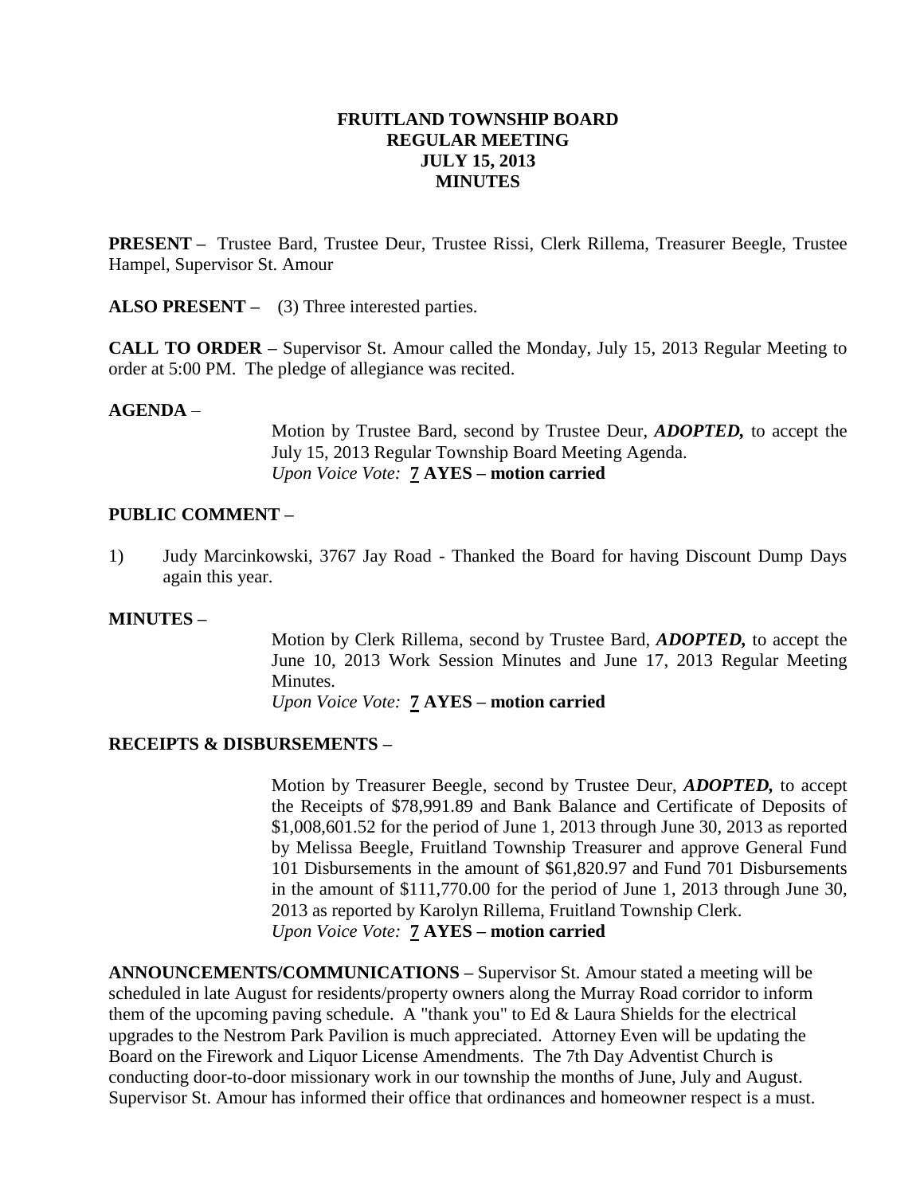# FRUITLAND TOWNSHIP BOARD
# REGULAR MEETING
# JULY 15, 2013
# MINUTES

**PRESENT –** Trustee Bard, Trustee Deur, Trustee Rissi, Clerk Rillema, Treasurer Beegle, Trustee Hampel, Supervisor St. Amour

**ALSO PRESENT –** (3) Three interested parties.

**CALL TO ORDER –** Supervisor St. Amour called the Monday, July 15, 2013 Regular Meeting to order at 5:00 PM. The pledge of allegiance was recited.

**AGENDA** –

Motion by Trustee Bard, second by Trustee Deur, ***ADOPTED,*** to accept the July 15, 2013 Regular Township Board Meeting Agenda.
*Upon Voice Vote:* **7 AYES – motion carried**

**PUBLIC COMMENT –**

1) Judy Marcinkowski, 3767 Jay Road - Thanked the Board for having Discount Dump Days again this year.

**MINUTES –**

Motion by Clerk Rillema, second by Trustee Bard, ***ADOPTED,*** to accept the June 10, 2013 Work Session Minutes and June 17, 2013 Regular Meeting Minutes.
*Upon Voice Vote:* **7 AYES – motion carried**

**RECEIPTS & DISBURSEMENTS –**

Motion by Treasurer Beegle, second by Trustee Deur, ***ADOPTED,*** to accept the Receipts of $78,991.89 and Bank Balance and Certificate of Deposits of $1,008,601.52 for the period of June 1, 2013 through June 30, 2013 as reported by Melissa Beegle, Fruitland Township Treasurer and approve General Fund 101 Disbursements in the amount of $61,820.97 and Fund 701 Disbursements in the amount of $111,770.00 for the period of June 1, 2013 through June 30, 2013 as reported by Karolyn Rillema, Fruitland Township Clerk.
*Upon Voice Vote:* **7 AYES – motion carried**

**ANNOUNCEMENTS/COMMUNICATIONS –** Supervisor St. Amour stated a meeting will be scheduled in late August for residents/property owners along the Murray Road corridor to inform them of the upcoming paving schedule. A "thank you" to Ed & Laura Shields for the electrical upgrades to the Nestrom Park Pavilion is much appreciated. Attorney Even will be updating the Board on the Firework and Liquor License Amendments. The 7th Day Adventist Church is conducting door-to-door missionary work in our township the months of June, July and August. Supervisor St. Amour has informed their office that ordinances and homeowner respect is a must.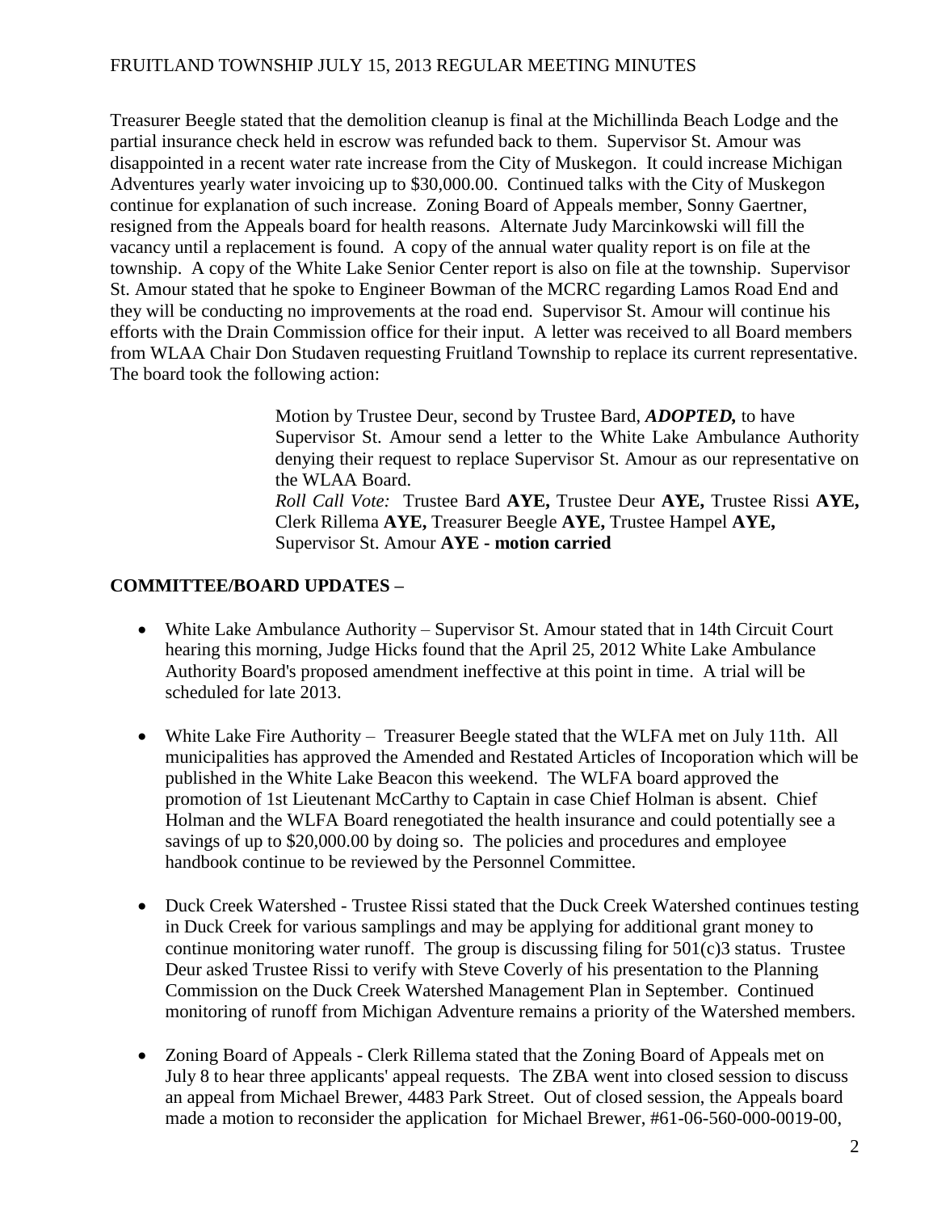Treasurer Beegle stated that the demolition cleanup is final at the Michillinda Beach Lodge and the partial insurance check held in escrow was refunded back to them. Supervisor St. Amour was disappointed in a recent water rate increase from the City of Muskegon. It could increase Michigan Adventures yearly water invoicing up to $30,000.00. Continued talks with the City of Muskegon continue for explanation of such increase. Zoning Board of Appeals member, Sonny Gaertner, resigned from the Appeals board for health reasons. Alternate Judy Marcinkowski will fill the vacancy until a replacement is found. A copy of the annual water quality report is on file at the township. A copy of the White Lake Senior Center report is also on file at the township. Supervisor St. Amour stated that he spoke to Engineer Bowman of the MCRC regarding Lamos Road End and they will be conducting no improvements at the road end. Supervisor St. Amour will continue his efforts with the Drain Commission office for their input. A letter was received to all Board members from WLAA Chair Don Studaven requesting Fruitland Township to replace its current representative. The board took the following action:

> Motion by Trustee Deur, second by Trustee Bard, ***ADOPTED,*** to have Supervisor St. Amour send a letter to the White Lake Ambulance Authority denying their request to replace Supervisor St. Amour as our representative on the WLAA Board.
> *Roll Call Vote:* Trustee Bard **AYE,** Trustee Deur **AYE,** Trustee Rissi **AYE,** Clerk Rillema **AYE,** Treasurer Beegle **AYE,** Trustee Hampel **AYE,** Supervisor St. Amour **AYE - motion carried**

**COMMITTEE/BOARD UPDATES –**

- White Lake Ambulance Authority – Supervisor St. Amour stated that in 14th Circuit Court hearing this morning, Judge Hicks found that the April 25, 2012 White Lake Ambulance Authority Board's proposed amendment ineffective at this point in time. A trial will be scheduled for late 2013.

- White Lake Fire Authority – Treasurer Beegle stated that the WLFA met on July 11th. All municipalities has approved the Amended and Restated Articles of Incoporation which will be published in the White Lake Beacon this weekend. The WLFA board approved the promotion of 1st Lieutenant McCarthy to Captain in case Chief Holman is absent. Chief Holman and the WLFA Board renegotiated the health insurance and could potentially see a savings of up to $20,000.00 by doing so. The policies and procedures and employee handbook continue to be reviewed by the Personnel Committee.

- Duck Creek Watershed - Trustee Rissi stated that the Duck Creek Watershed continues testing in Duck Creek for various samplings and may be applying for additional grant money to continue monitoring water runoff. The group is discussing filing for 501(c)3 status. Trustee Deur asked Trustee Rissi to verify with Steve Coverly of his presentation to the Planning Commission on the Duck Creek Watershed Management Plan in September. Continued monitoring of runoff from Michigan Adventure remains a priority of the Watershed members.

- Zoning Board of Appeals - Clerk Rillema stated that the Zoning Board of Appeals met on July 8 to hear three applicants' appeal requests. The ZBA went into closed session to discuss an appeal from Michael Brewer, 4483 Park Street. Out of closed session, the Appeals board made a motion to reconsider the application for Michael Brewer, #61-06-560-000-0019-00,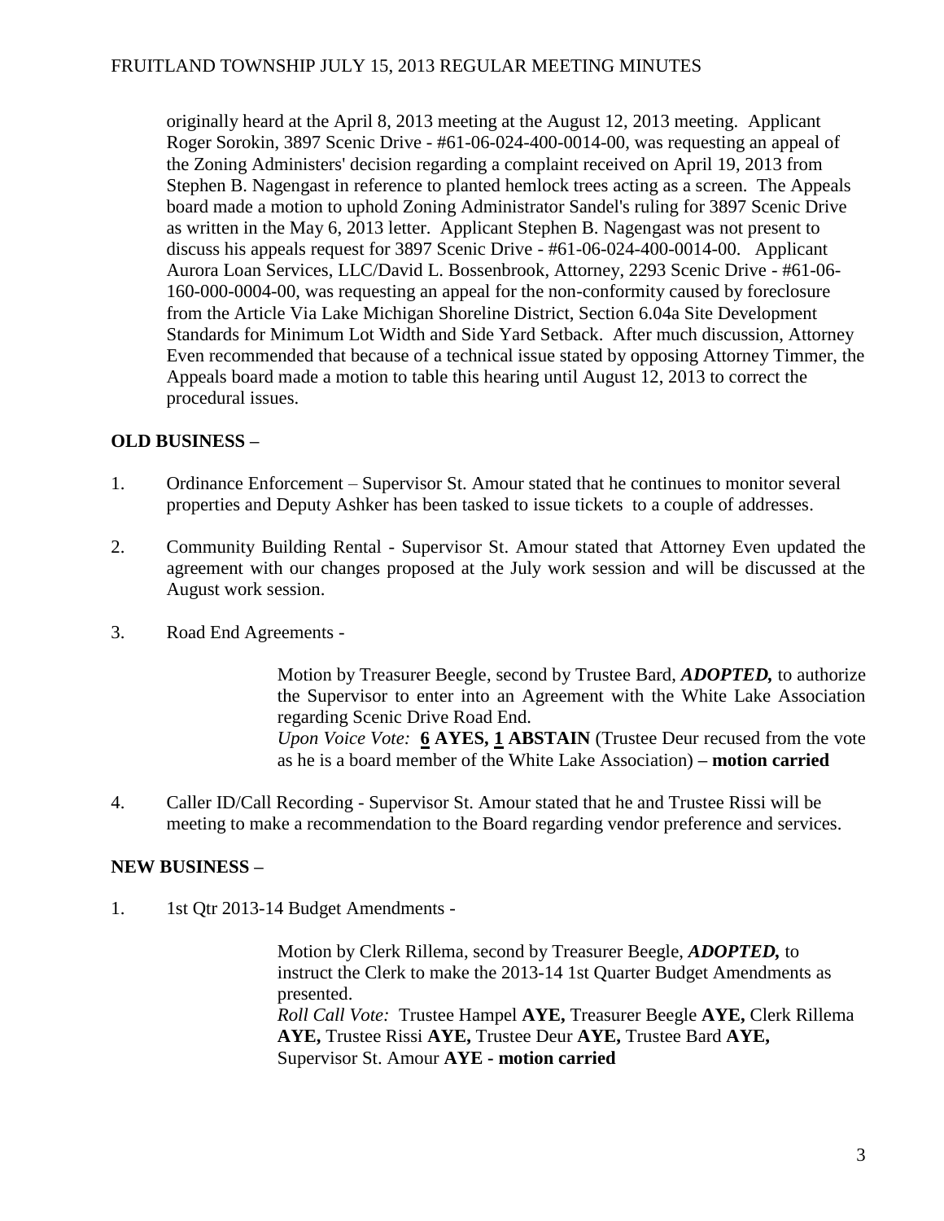originally heard at the April 8, 2013 meeting at the August 12, 2013 meeting. Applicant Roger Sorokin, 3897 Scenic Drive - #61-06-024-400-0014-00, was requesting an appeal of the Zoning Administers' decision regarding a complaint received on April 19, 2013 from Stephen B. Nagengast in reference to planted hemlock trees acting as a screen. The Appeals board made a motion to uphold Zoning Administrator Sandel's ruling for 3897 Scenic Drive as written in the May 6, 2013 letter. Applicant Stephen B. Nagengast was not present to discuss his appeals request for 3897 Scenic Drive - #61-06-024-400-0014-00. Applicant Aurora Loan Services, LLC/David L. Bossenbrook, Attorney, 2293 Scenic Drive - #61-06-160-000-0004-00, was requesting an appeal for the non-conformity caused by foreclosure from the Article Via Lake Michigan Shoreline District, Section 6.04a Site Development Standards for Minimum Lot Width and Side Yard Setback. After much discussion, Attorney Even recommended that because of a technical issue stated by opposing Attorney Timmer, the Appeals board made a motion to table this hearing until August 12, 2013 to correct the procedural issues.

**OLD BUSINESS –**

1. Ordinance Enforcement – Supervisor St. Amour stated that he continues to monitor several properties and Deputy Ashker has been tasked to issue tickets to a couple of addresses.

2. Community Building Rental - Supervisor St. Amour stated that Attorney Even updated the agreement with our changes proposed at the July work session and will be discussed at the August work session.

3. Road End Agreements -

   Motion by Treasurer Beegle, second by Trustee Bard, ***ADOPTED,*** to authorize the Supervisor to enter into an Agreement with the White Lake Association regarding Scenic Drive Road End.
   *Upon Voice Vote:* **6 AYES, 1 ABSTAIN** (Trustee Deur recused from the vote as he is a board member of the White Lake Association) **– motion carried**

4. Caller ID/Call Recording - Supervisor St. Amour stated that he and Trustee Rissi will be meeting to make a recommendation to the Board regarding vendor preference and services.

**NEW BUSINESS –**

1. 1st Qtr 2013-14 Budget Amendments -

   Motion by Clerk Rillema, second by Treasurer Beegle, ***ADOPTED,*** to instruct the Clerk to make the 2013-14 1st Quarter Budget Amendments as presented.
   *Roll Call Vote:* Trustee Hampel **AYE,** Treasurer Beegle **AYE,** Clerk Rillema **AYE,** Trustee Rissi **AYE,** Trustee Deur **AYE,** Trustee Bard **AYE,** Supervisor St. Amour **AYE - motion carried**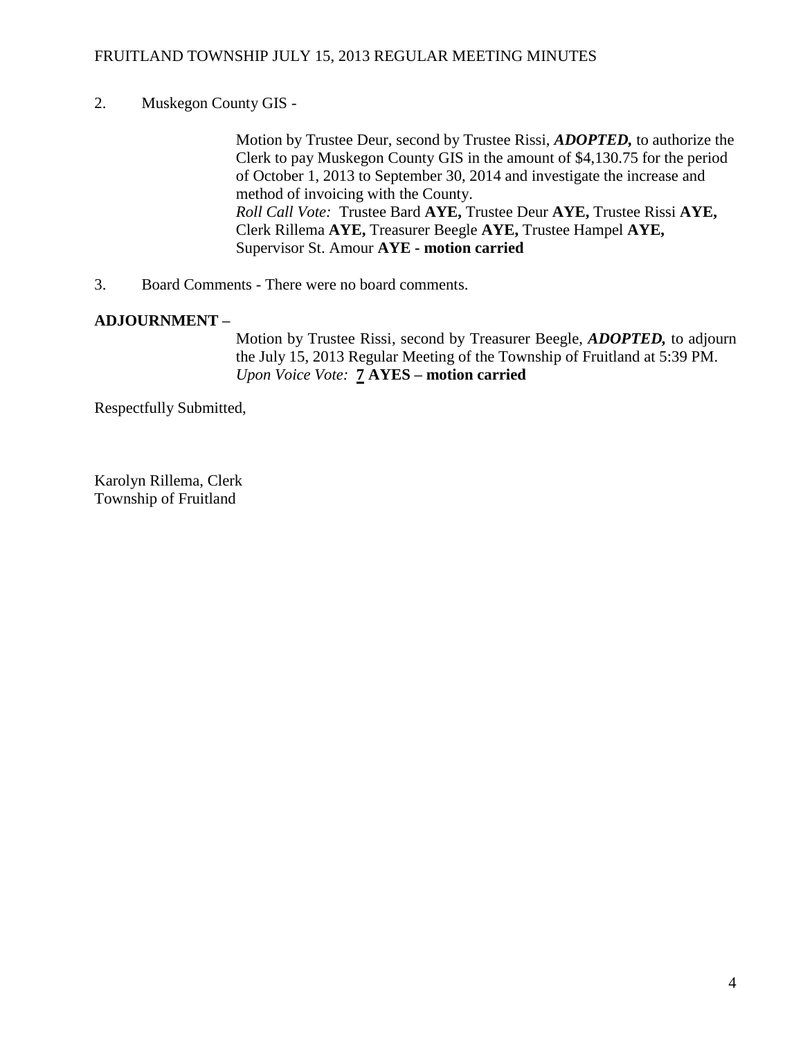2. Muskegon County GIS -

Motion by Trustee Deur, second by Trustee Rissi, ***ADOPTED,*** to authorize the Clerk to pay Muskegon County GIS in the amount of $4,130.75 for the period of October 1, 2013 to September 30, 2014 and investigate the increase and method of invoicing with the County.
*Roll Call Vote:* Trustee Bard **AYE,** Trustee Deur **AYE,** Trustee Rissi **AYE,** Clerk Rillema **AYE,** Treasurer Beegle **AYE,** Trustee Hampel **AYE,** Supervisor St. Amour **AYE - motion carried**

3. Board Comments - There were no board comments.

**ADJOURNMENT –**

Motion by Trustee Rissi, second by Treasurer Beegle, ***ADOPTED,*** to adjourn the July 15, 2013 Regular Meeting of the Township of Fruitland at 5:39 PM.
*Upon Voice Vote:* **7 AYES – motion carried**

Respectfully Submitted,

Karolyn Rillema, Clerk
Township of Fruitland